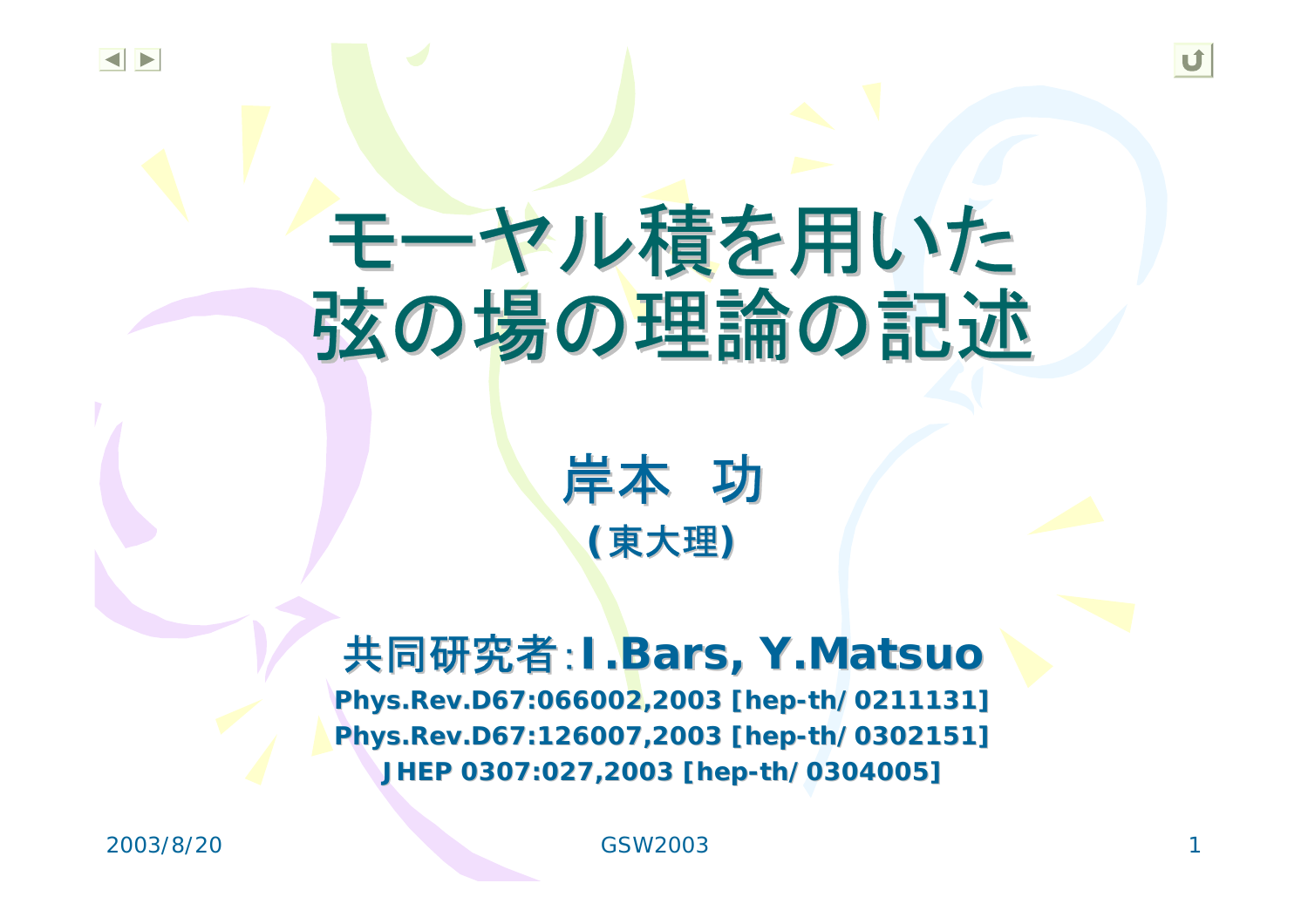# モーヤル積を用いた弦の場の理論の記述

**岸本　功**

**(東大理)**

**共同研究者：I.Bars, Y.Matsuo**

**Phys.Rev.D67:066002,2003 [hep-th/0211131]**
**Phys.Rev.D67:126007,2003 [hep-th/0302151]**
**JHEP 0307:027,2003 [hep-th/0304005]**

2003/8/20　　GSW2003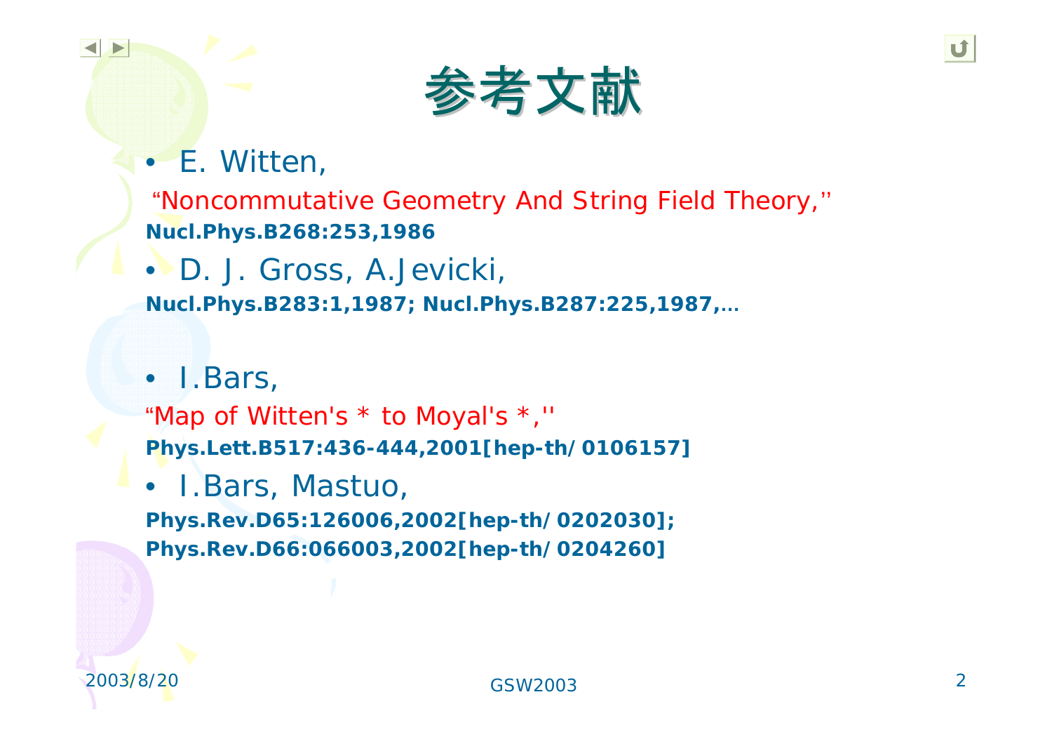# 参考文献

- E. Witten,

"Noncommutative Geometry And String Field Theory,"

**Nucl.Phys.B268:253,1986**

- D. J. Gross, A.Jevicki,

**Nucl.Phys.B283:1,1987; Nucl.Phys.B287:225,1987,…**

- I.Bars,

"Map of Witten's * to Moyal's *,''

**Phys.Lett.B517:436-444,2001[hep-th/0106157]**

- I.Bars, Mastuo,

**Phys.Rev.D65:126006,2002[hep-th/0202030];**
**Phys.Rev.D66:066003,2002[hep-th/0204260]**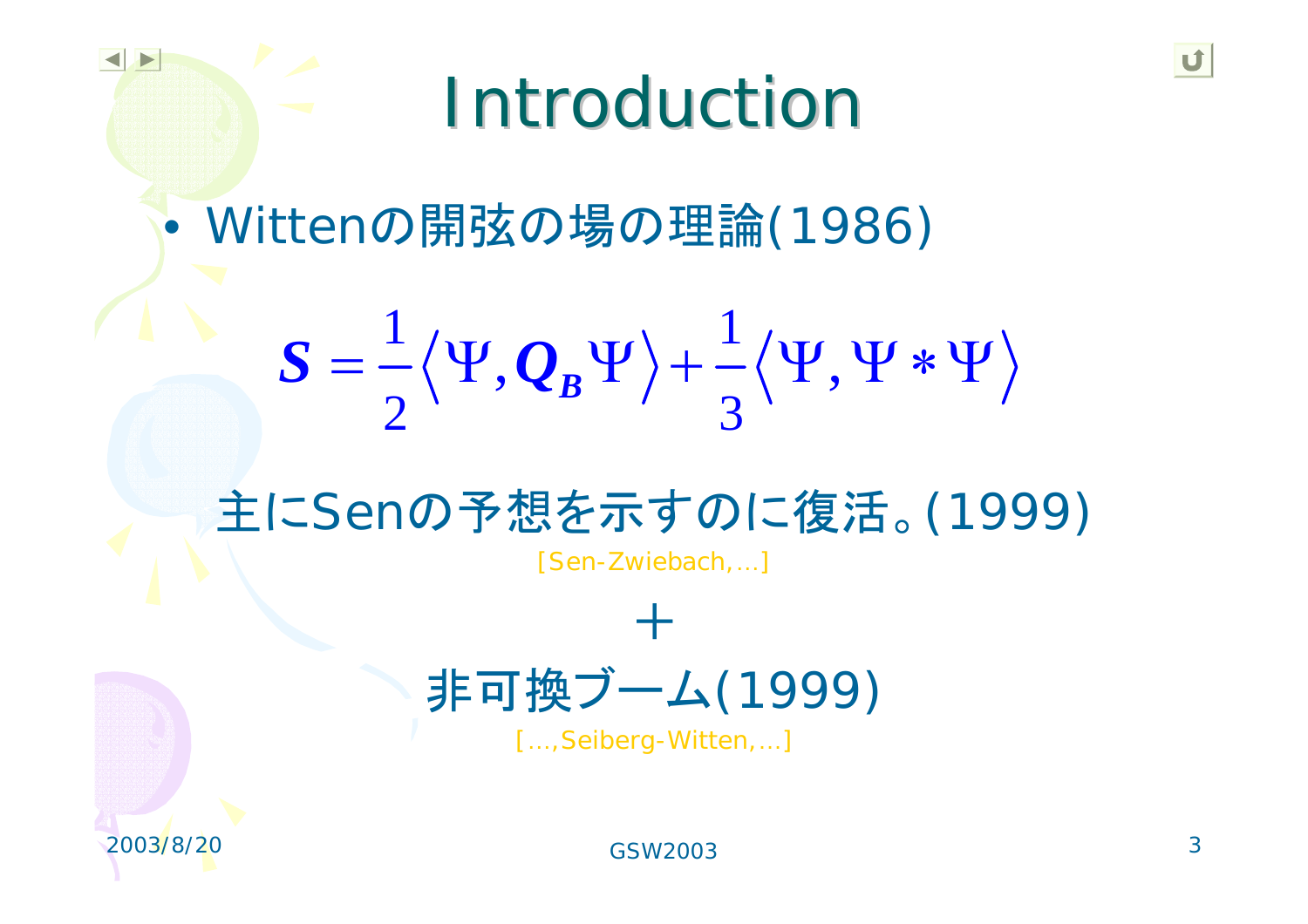# Introduction

- Wittenの開弦の場の理論(1986)

$$S = \frac{1}{2}\langle \Psi, Q_B \Psi \rangle + \frac{1}{3}\langle \Psi, \Psi * \Psi \rangle$$

主にSenの予想を示すのに復活。(1999)

[Sen-Zwiebach,…]

＋

非可換ブーム(1999)

[…,Seiberg-Witten,…]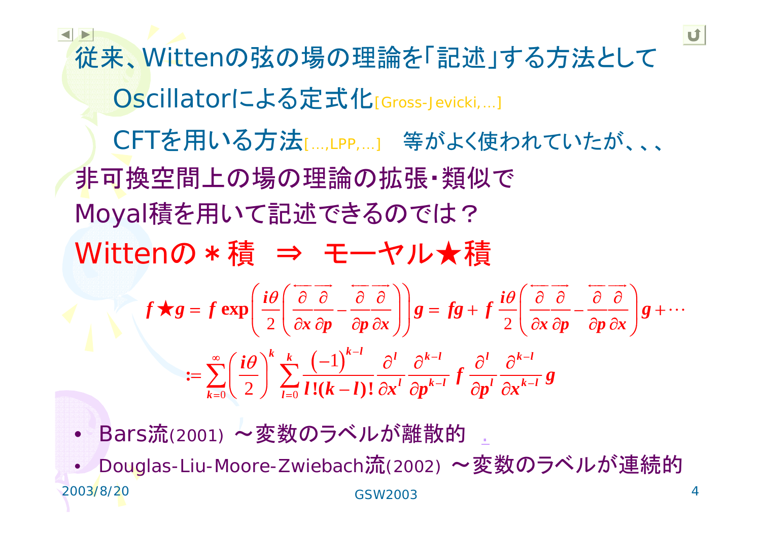従来、Wittenの弦の場の理論を「記述」する方法として

Oscillatorによる定式化[Gross-Jevicki,…]

CFTを用いる方法[…,LPP,…]　等がよく使われていたが、、、

非可換空間上の場の理論の拡張・類似で

Moyal積を用いて記述できるのでは？

## Wittenの＊積　⇒　モーヤル★積

$$f\star g = f\exp\left(\frac{i\theta}{2}\left(\frac{\overleftarrow{\partial}}{\partial x}\frac{\overrightarrow{\partial}}{\partial p}-\frac{\overleftarrow{\partial}}{\partial p}\frac{\overrightarrow{\partial}}{\partial x}\right)\right)g = fg + f\,\frac{i\theta}{2}\left(\frac{\overleftarrow{\partial}}{\partial x}\frac{\overrightarrow{\partial}}{\partial p}-\frac{\overleftarrow{\partial}}{\partial p}\frac{\overrightarrow{\partial}}{\partial x}\right)g+\cdots$$

$$:=\sum_{k=0}^{\infty}\left(\frac{i\theta}{2}\right)^{k}\sum_{l=0}^{k}\frac{(-1)^{k-l}}{l!(k-l)!}\frac{\partial^{l}}{\partial x^{l}}\frac{\partial^{k-l}}{\partial p^{k-l}}f\,\frac{\partial^{l}}{\partial p^{l}}\frac{\partial^{k-l}}{\partial x^{k-l}}g$$

- Bars流(2001) ～変数のラベルが離散的
- Douglas-Liu-Moore-Zwiebach流(2002) ～変数のラベルが連続的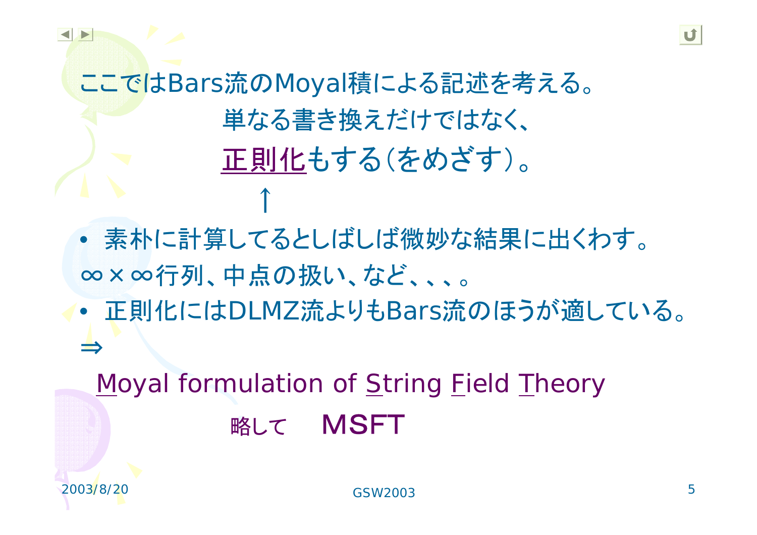ここではBars流のMoyal積による記述を考える。

単なる書き換えだけではなく、

正則化もする（をめざす）。

↑

- 素朴に計算してるとしばしば微妙な結果に出くわす。

∞×∞行列、中点の扱い、など、、、。

- 正則化にはDLMZ流よりもBars流のほうが適している。

⇒

Moyal formulation of String Field Theory

略して　MSFT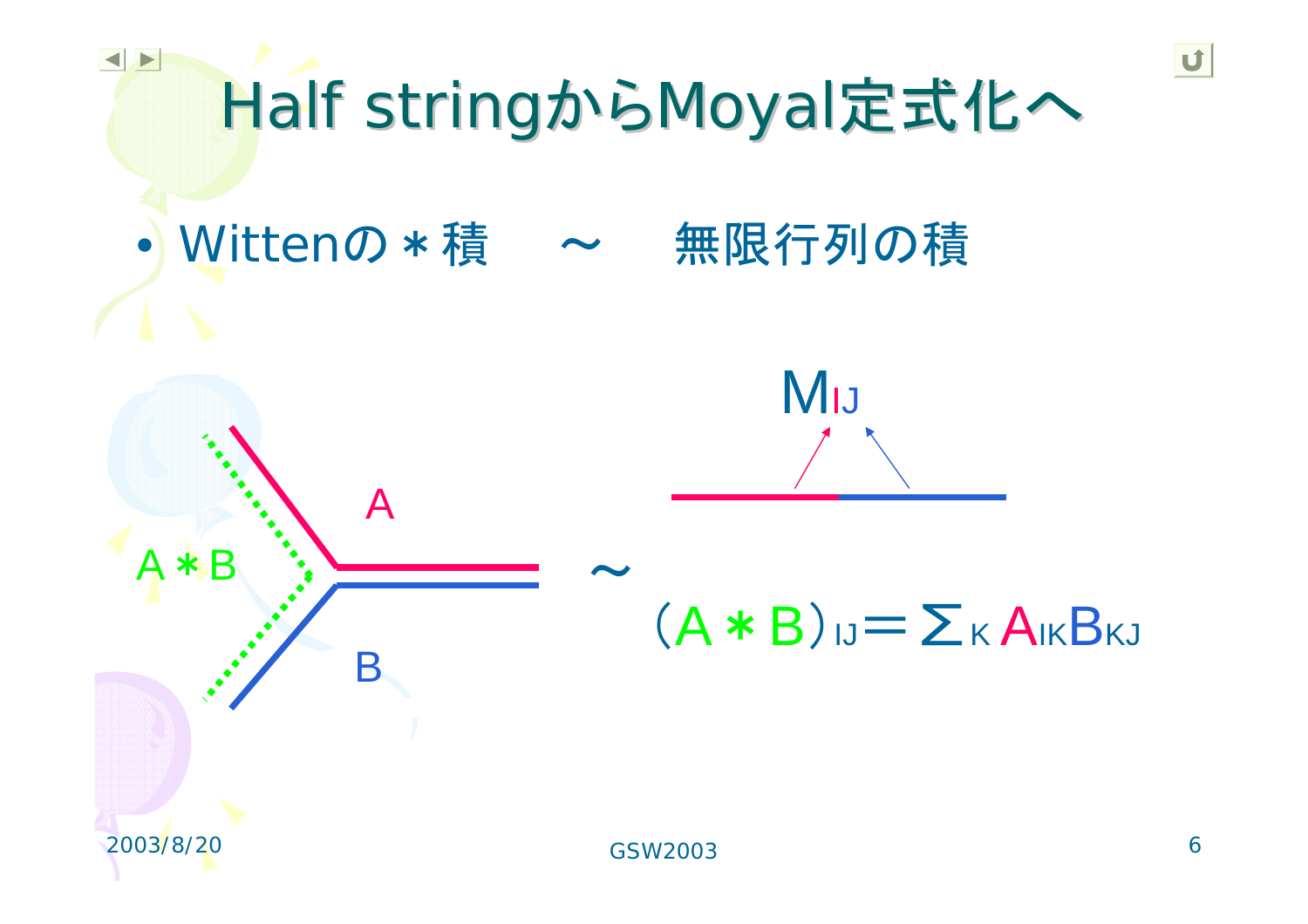# Half stringからMoyal定式化へ

- Wittenの＊積　～　無限行列の積

A＊B

A

B

～

$M_{IJ}$

$$(A * B)_{IJ} = \Sigma_K A_{IK} B_{KJ}$$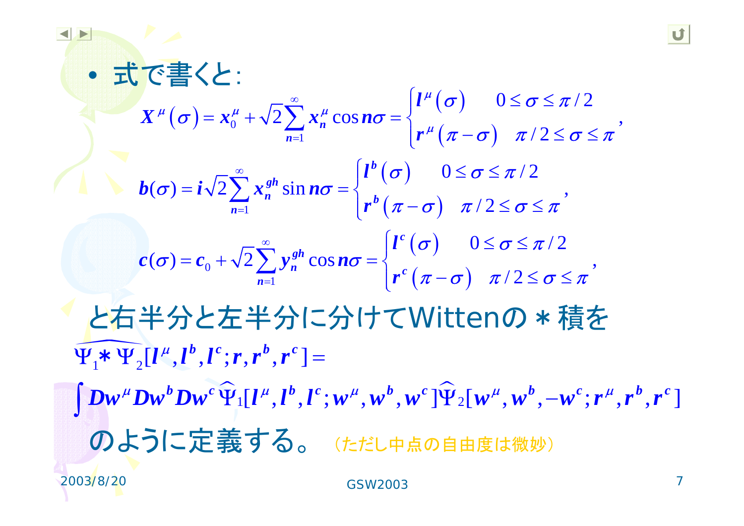- 式で書くと:

$$X^{\mu}(\sigma) = x_0^{\mu} + \sqrt{2}\sum_{n=1}^{\infty} x_n^{\mu}\cos n\sigma = \begin{cases} l^{\mu}(\sigma) & 0 \le \sigma \le \pi/2 \\ r^{\mu}(\pi - \sigma) & \pi/2 \le \sigma \le \pi \end{cases},$$

$$b(\sigma) = i\sqrt{2}\sum_{n=1}^{\infty} x_n^{gh}\sin n\sigma = \begin{cases} l^{b}(\sigma) & 0 \le \sigma \le \pi/2 \\ r^{b}(\pi - \sigma) & \pi/2 \le \sigma \le \pi \end{cases},$$

$$c(\sigma) = c_0 + \sqrt{2}\sum_{n=1}^{\infty} y_n^{gh}\cos n\sigma = \begin{cases} l^{c}(\sigma) & 0 \le \sigma \le \pi/2 \\ r^{c}(\pi - \sigma) & \pi/2 \le \sigma \le \pi \end{cases},$$

と右半分と左半分に分けてWittenの＊積を

$$\widehat{\Psi_1 * \Psi_2}[l^{\mu}, l^{b}, l^{c}; r, r^{b}, r^{c}] =$$

$$\int Dw^{\mu} Dw^{b} Dw^{c}\, \widehat{\Psi}_1[l^{\mu}, l^{b}, l^{c}; w^{\mu}, w^{b}, w^{c}]\,\widehat{\Psi}_2[w^{\mu}, w^{b}, -w^{c}; r^{\mu}, r^{b}, r^{c}]$$

のように定義する。（ただし中点の自由度は微妙）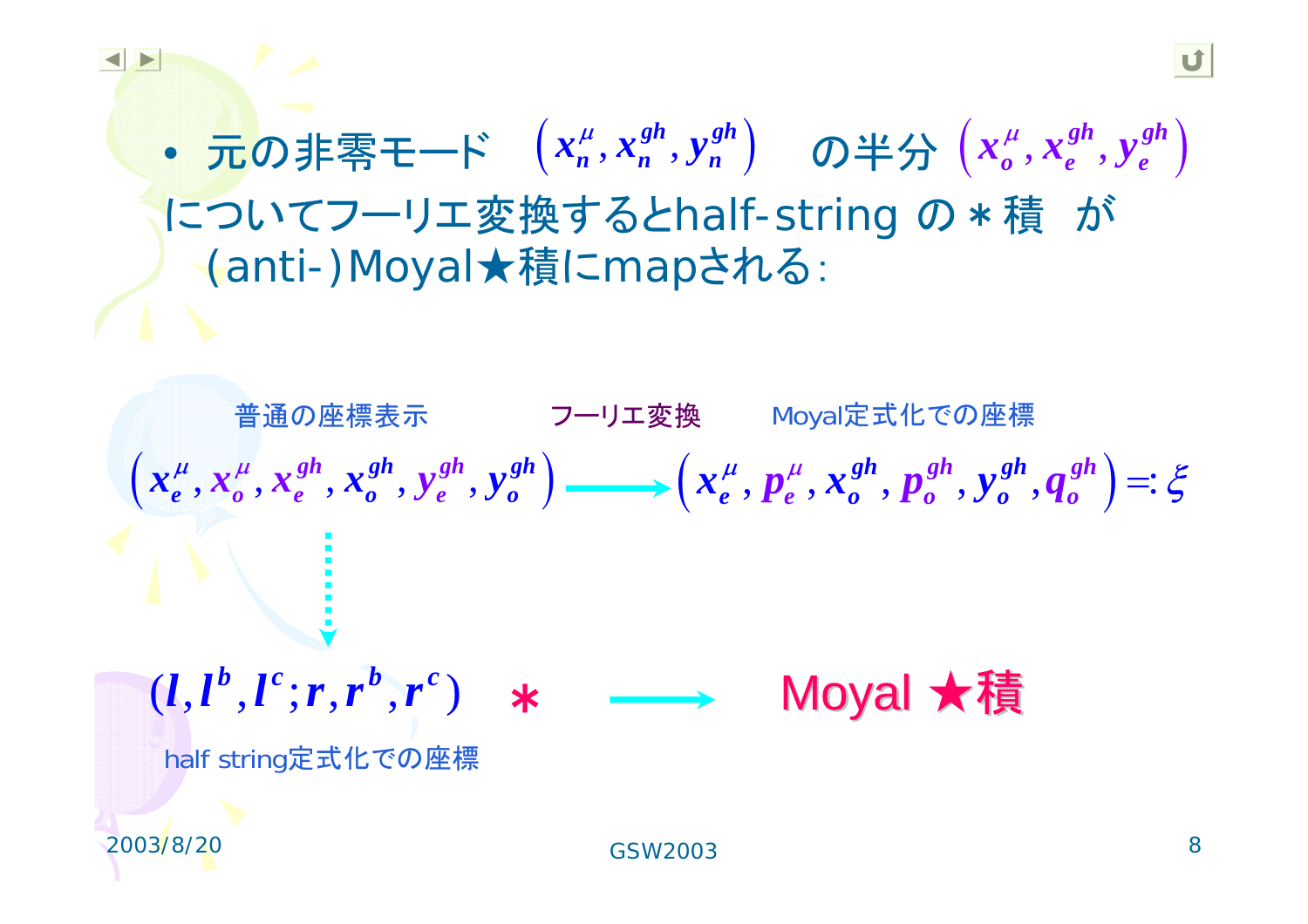- 元の非零モード $\left(x_n^{\mu}, x_n^{gh}, y_n^{gh}\right)$ の半分 $\left(x_o^{\mu}, x_e^{gh}, y_e^{gh}\right)$ についてフーリエ変換するとhalf-string の $*$ 積 が (anti-)Moyal★積にmapされる:

普通の座標表示　　フーリエ変換　　Moyal定式化での座標

$$\left(x_e^{\mu}, x_o^{\mu}, x_e^{gh}, x_o^{gh}, y_e^{gh}, y_o^{gh}\right) \longrightarrow \left(x_e^{\mu}, p_e^{\mu}, x_o^{gh}, p_o^{gh}, y_o^{gh}, q_o^{gh}\right) =: \xi$$

$$(l, l^b, l^c; r, r^b, r^c) \quad * \quad \longrightarrow \quad \text{Moyal ★積}$$

half string定式化での座標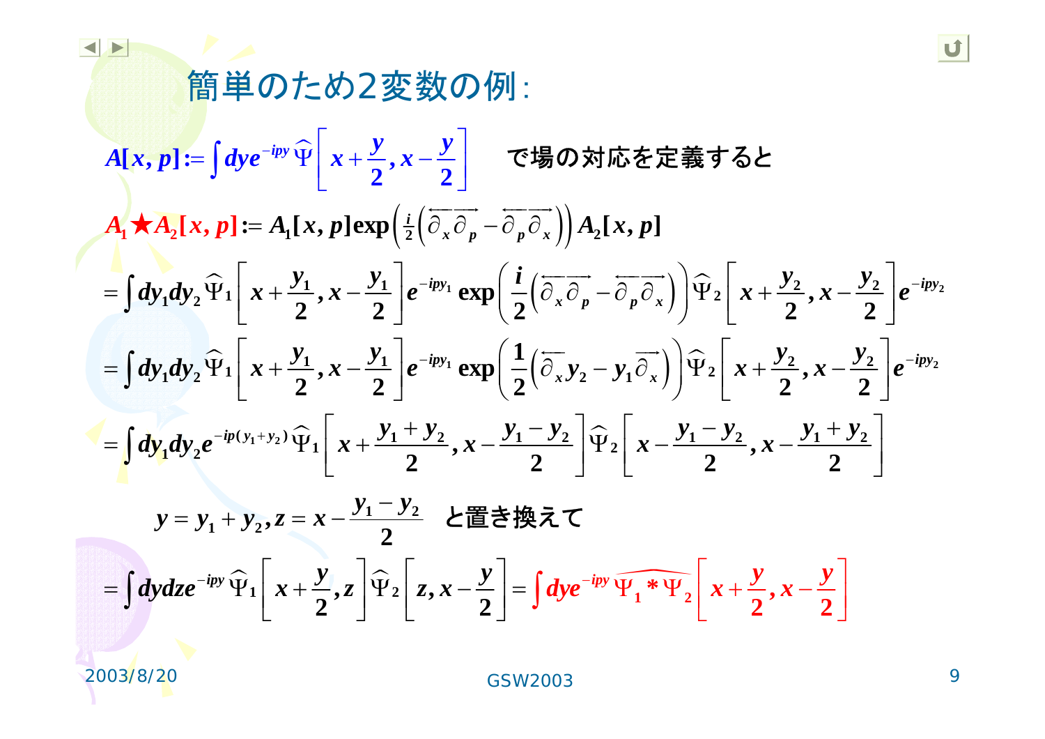## 簡単のため2変数の例:

$$A[x,p] := \int dy e^{-ipy}\widehat{\Psi}\left[x+\frac{y}{2}, x-\frac{y}{2}\right]$$ で場の対応を定義すると

$$A_1 \bigstar A_2[x,p] := A_1[x,p]\exp\left(\tfrac{i}{2}\left(\overleftarrow{\partial_x}\overrightarrow{\partial_p} - \overleftarrow{\partial_p}\overrightarrow{\partial_x}\right)\right)A_2[x,p]$$

$$= \int dy_1 dy_2 \widehat{\Psi}_1\left[x+\frac{y_1}{2}, x-\frac{y_1}{2}\right]e^{-ipy_1}\exp\left(\frac{i}{2}\left(\overleftarrow{\partial_x}\overrightarrow{\partial_p} - \overleftarrow{\partial_p}\overrightarrow{\partial_x}\right)\right)\widehat{\Psi}_2\left[x+\frac{y_2}{2}, x-\frac{y_2}{2}\right]e^{-ipy_2}$$

$$= \int dy_1 dy_2 \widehat{\Psi}_1\left[x+\frac{y_1}{2}, x-\frac{y_1}{2}\right]e^{-ipy_1}\exp\left(\frac{1}{2}\left(\overleftarrow{\partial_x}y_2 - y_1\overrightarrow{\partial_x}\right)\right)\widehat{\Psi}_2\left[x+\frac{y_2}{2}, x-\frac{y_2}{2}\right]e^{-ipy_2}$$

$$= \int dy_1 dy_2 e^{-ip(y_1+y_2)}\widehat{\Psi}_1\left[x+\frac{y_1+y_2}{2}, x-\frac{y_1-y_2}{2}\right]\widehat{\Psi}_2\left[x-\frac{y_1-y_2}{2}, x-\frac{y_1+y_2}{2}\right]$$

$y = y_1 + y_2, z = x - \dfrac{y_1 - y_2}{2}$ と置き換えて

$$= \int dydz e^{-ipy}\widehat{\Psi}_1\left[x+\frac{y}{2}, z\right]\widehat{\Psi}_2\left[z, x-\frac{y}{2}\right] = \int dy e^{-ipy}\,\widehat{\Psi_1 * \Psi_2}\left[x+\frac{y}{2}, x-\frac{y}{2}\right]$$

2003/8/20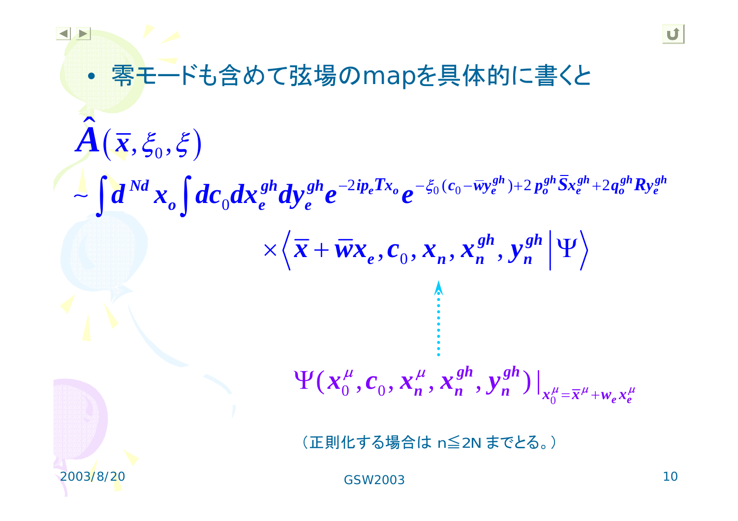- 零モードも含めて弦場のmapを具体的に書くと

$$\hat{A}(\bar{x},\xi_0,\xi)$$

$$\sim \int d^{Nd}x_o \int dc_0 dx_e^{gh} dy_e^{gh} e^{-2ip_e T x_o} e^{-\xi_0(c_0-\bar{w}y_e^{gh})+2p_o^{gh}\bar{S}x_e^{gh}+2q_o^{gh}Ry_e^{gh}}$$

$$\times \left\langle \bar{x}+\bar{w}x_e, c_0, x_n, x_n^{gh}, y_n^{gh} \middle| \Psi \right\rangle$$

$$\Psi(x_0^\mu, c_0, x_n^\mu, x_n^{gh}, y_n^{gh})\big|_{x_0^\mu=\bar{x}^\mu+w_e x_e^\mu}$$

（正則化する場合は n≦2N までとる。）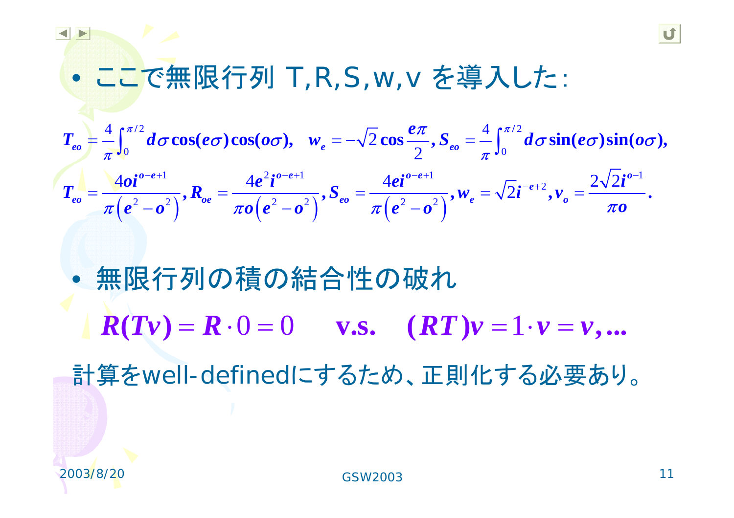- ここで無限行列 T,R,S,w,v を導入した:

$$T_{eo} = \frac{4}{\pi}\int_0^{\pi/2} d\sigma \cos(e\sigma)\cos(o\sigma), \quad w_e = -\sqrt{2}\cos\frac{e\pi}{2}, S_{eo} = \frac{4}{\pi}\int_0^{\pi/2} d\sigma \sin(e\sigma)\sin(o\sigma),$$

$$T_{eo} = \frac{4oi^{o-e+1}}{\pi\left(e^2-o^2\right)}, R_{oe} = \frac{4e^2 i^{o-e+1}}{\pi o\left(e^2-o^2\right)}, S_{eo} = \frac{4ei^{o-e+1}}{\pi\left(e^2-o^2\right)}, w_e = \sqrt{2}i^{-e+2}, v_o = \frac{2\sqrt{2}i^{o-1}}{\pi o}.$$

- 無限行列の積の結合性の破れ

$$R(Tv) = R\cdot 0 = 0 \quad \text{v.s.} \quad (RT)v = 1\cdot v = v, \ldots$$

計算をwell-definedにするため、正則化する必要あり。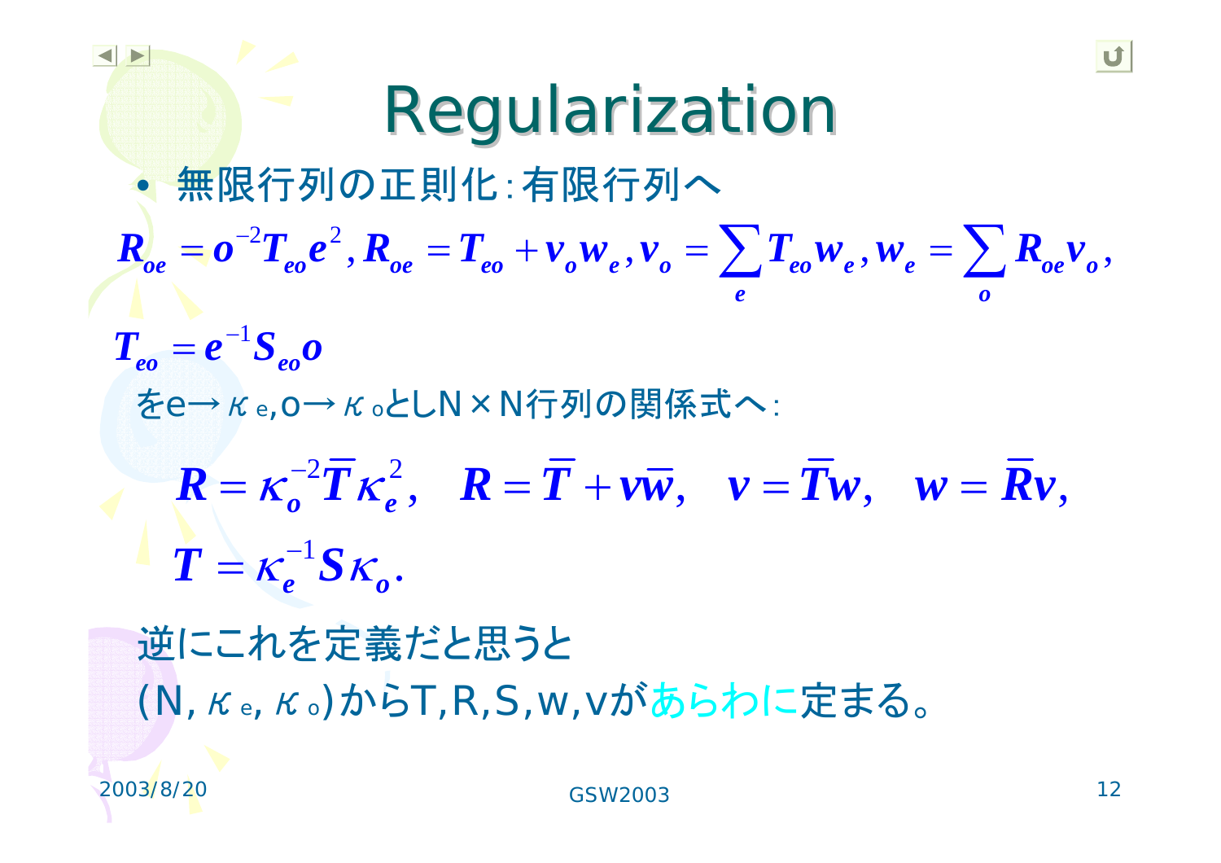# Regularization

- 無限行列の正則化:有限行列へ

$$R_{oe} = o^{-2} T_{eo} e^2, R_{oe} = T_{eo} + v_o w_e, v_o = \sum_e T_{eo} w_e, w_e = \sum_o R_{oe} v_o,$$

$$T_{eo} = e^{-1} S_{eo} o$$

をe→$\kappa_e$,o→$\kappa_o$としN×N行列の関係式へ:

$$R = \kappa_o^{-2} \bar{T} \kappa_e^2, \quad R = \bar{T} + v\bar{w}, \quad v = \bar{T} w, \quad w = \bar{R} v,$$

$$T = \kappa_e^{-1} S \kappa_o.$$

逆にこれを定義だと思うと
(N, $\kappa_e$, $\kappa_o$)からT,R,S,w,vがあらわに定まる。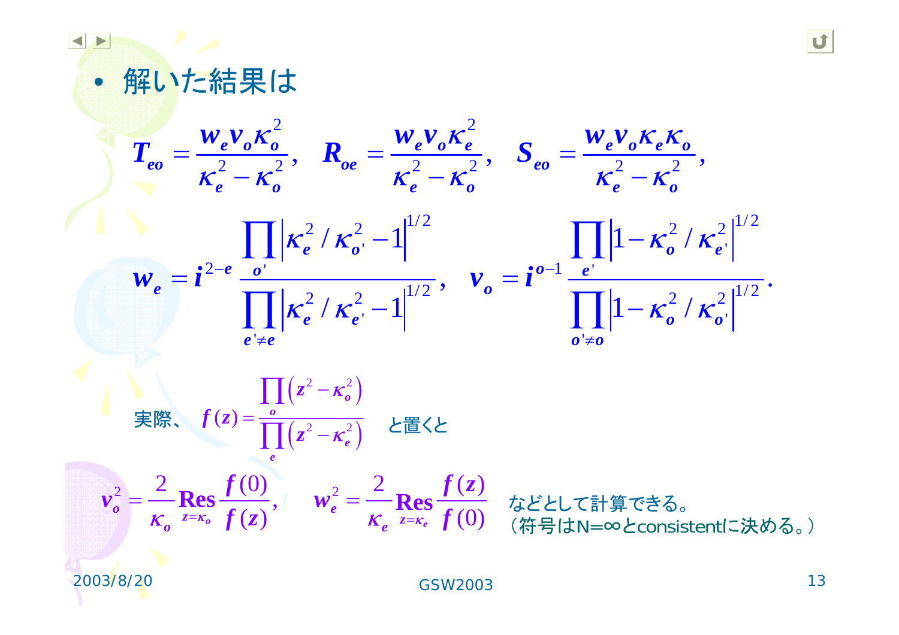- 解いた結果は

$$T_{eo} = \frac{w_e v_o \kappa_o^2}{\kappa_e^2 - \kappa_o^2}, \quad R_{oe} = \frac{w_e v_o \kappa_e^2}{\kappa_e^2 - \kappa_o^2}, \quad S_{eo} = \frac{w_e v_o \kappa_e \kappa_o}{\kappa_e^2 - \kappa_o^2},$$

$$w_e = i^{2-e} \frac{\prod_{o'} \left| \kappa_e^2 / \kappa_{o'}^2 - 1 \right|^{1/2}}{\prod_{e' \neq e} \left| \kappa_e^2 / \kappa_{e'}^2 - 1 \right|^{1/2}}, \quad v_o = i^{o-1} \frac{\prod_{e'} \left| 1 - \kappa_o^2 / \kappa_{e'}^2 \right|^{1/2}}{\prod_{o' \neq o} \left| 1 - \kappa_o^2 / \kappa_{o'}^2 \right|^{1/2}}.$$

実際、 $f(z) = \dfrac{\prod_o \left( z^2 - \kappa_o^2 \right)}{\prod_e \left( z^2 - \kappa_e^2 \right)}$ と置くと

$$v_o^2 = \frac{2}{\kappa_o} \operatorname*{Res}_{z=\kappa_o} \frac{f(0)}{f(z)}, \quad w_e^2 = \frac{2}{\kappa_e} \operatorname*{Res}_{z=\kappa_e} \frac{f(z)}{f(0)}$$

などとして計算できる。
（符号はN=∞とconsistentに決める。）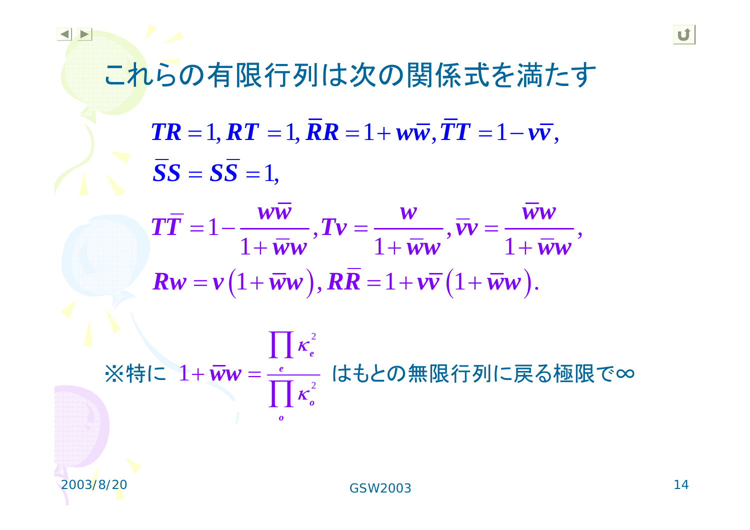# これらの有限行列は次の関係式を満たす

$$\boldsymbol{TR} = 1, \boldsymbol{RT} = 1, \bar{\boldsymbol{R}}\boldsymbol{R} = 1 + \boldsymbol{w}\bar{\boldsymbol{w}}, \bar{\boldsymbol{T}}\boldsymbol{T} = 1 - \boldsymbol{v}\bar{\boldsymbol{v}},$$

$$\bar{\boldsymbol{S}}\boldsymbol{S} = \boldsymbol{S}\bar{\boldsymbol{S}} = 1,$$

$$\boldsymbol{T}\bar{\boldsymbol{T}} = 1 - \frac{\boldsymbol{w}\bar{\boldsymbol{w}}}{1 + \bar{\boldsymbol{w}}\boldsymbol{w}}, \boldsymbol{T}\boldsymbol{v} = \frac{\boldsymbol{w}}{1 + \bar{\boldsymbol{w}}\boldsymbol{w}}, \bar{\boldsymbol{v}}\boldsymbol{v} = \frac{\bar{\boldsymbol{w}}\boldsymbol{w}}{1 + \bar{\boldsymbol{w}}\boldsymbol{w}},$$

$$\boldsymbol{R}\boldsymbol{w} = \boldsymbol{v}\left(1 + \bar{\boldsymbol{w}}\boldsymbol{w}\right), \boldsymbol{R}\bar{\boldsymbol{R}} = 1 + \boldsymbol{v}\bar{\boldsymbol{v}}\left(1 + \bar{\boldsymbol{w}}\boldsymbol{w}\right).$$

※特に $1 + \bar{\boldsymbol{w}}\boldsymbol{w} = \dfrac{\prod_{e} \kappa_e^2}{\prod_{o} \kappa_o^2}$ はもとの無限行列に戻る極限で∞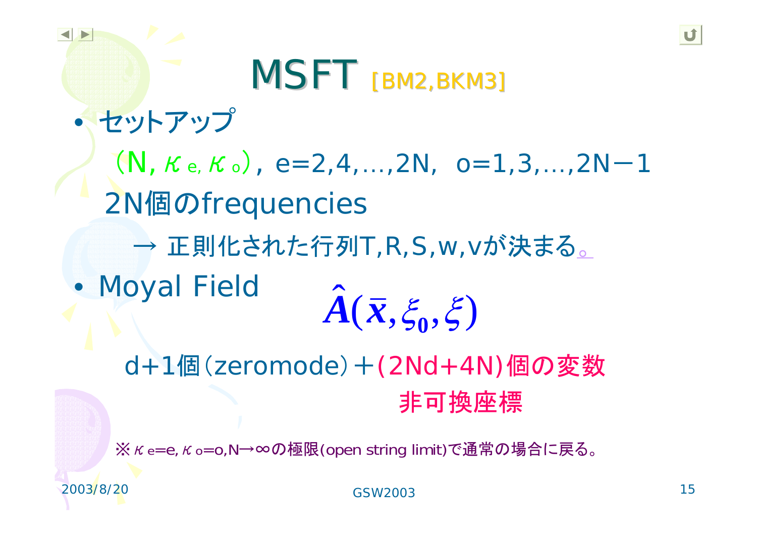# MSFT [BM2,BKM3]

- セットアップ

  $(N, \kappa_e, \kappa_o)$, e=2,4,…,2N, o=1,3,…,2N−1

  2N個のfrequencies

  → 正則化された行列T,R,S,w,vが決まる。

- Moyal Field

$$\hat{A}(\bar{x}, \xi_0, \xi)$$

  d+1個(zeromode)＋(2Nd+4N)個の変数

  非可換座標

※ $\kappa_e$=e, $\kappa_o$=o, N→∞の極限(open string limit)で通常の場合に戻る。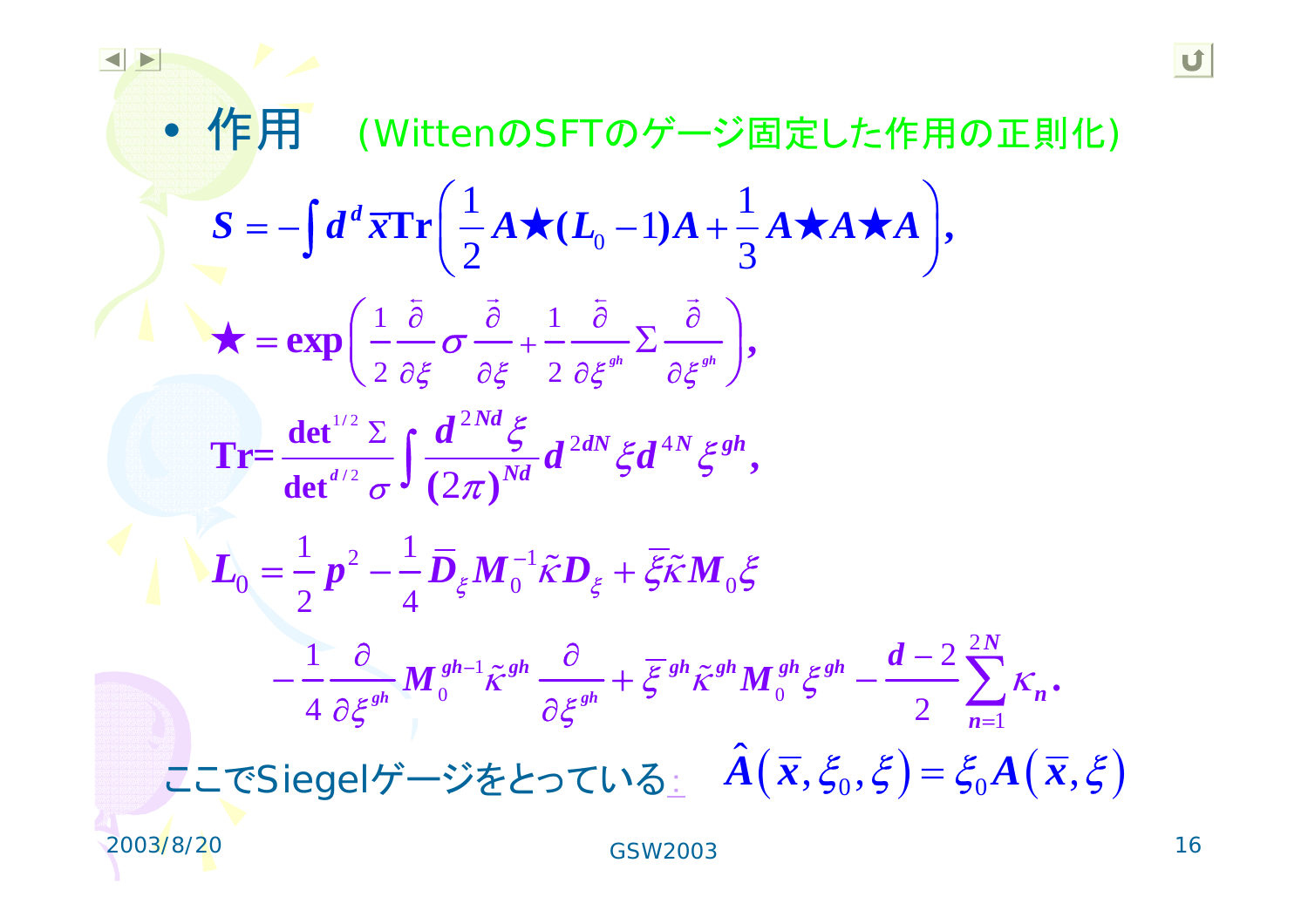- 作用　(WittenのSFTのゲージ固定した作用の正則化)

$$S = -\int d^d \bar{x} \mathrm{Tr}\left( \frac{1}{2} A \star (L_0 - 1) A + \frac{1}{3} A \star A \star A \right),$$

$$\star = \exp\left( \frac{1}{2} \frac{\overleftarrow{\partial}}{\partial \xi} \sigma \frac{\overrightarrow{\partial}}{\partial \xi} + \frac{1}{2} \frac{\overleftarrow{\partial}}{\partial \xi^{gh}} \Sigma \frac{\overrightarrow{\partial}}{\partial \xi^{gh}} \right),$$

$$\mathrm{Tr} = \frac{\det^{1/2} \Sigma}{\det^{d/2} \sigma} \int \frac{d^{2Nd} \xi}{(2\pi)^{Nd}} d^{2dN} \xi d^{4N} \xi^{gh},$$

$$L_0 = \frac{1}{2} p^2 - \frac{1}{4} \bar{D}_\xi M_0^{-1} \tilde{\kappa} D_\xi + \bar{\xi} \tilde{\kappa} M_0 \xi$$

$$- \frac{1}{4} \frac{\partial}{\partial \xi^{gh}} M_0^{gh-1} \tilde{\kappa}^{gh} \frac{\partial}{\partial \xi^{gh}} + \bar{\xi}^{gh} \tilde{\kappa}^{gh} M_0^{gh} \xi^{gh} - \frac{d-2}{2} \sum_{n=1}^{2N} \kappa_n.$$

ここでSiegelゲージをとっている:　$\hat{A}\left(\bar{x}, \xi_0, \xi\right) = \xi_0 A\left(\bar{x}, \xi\right)$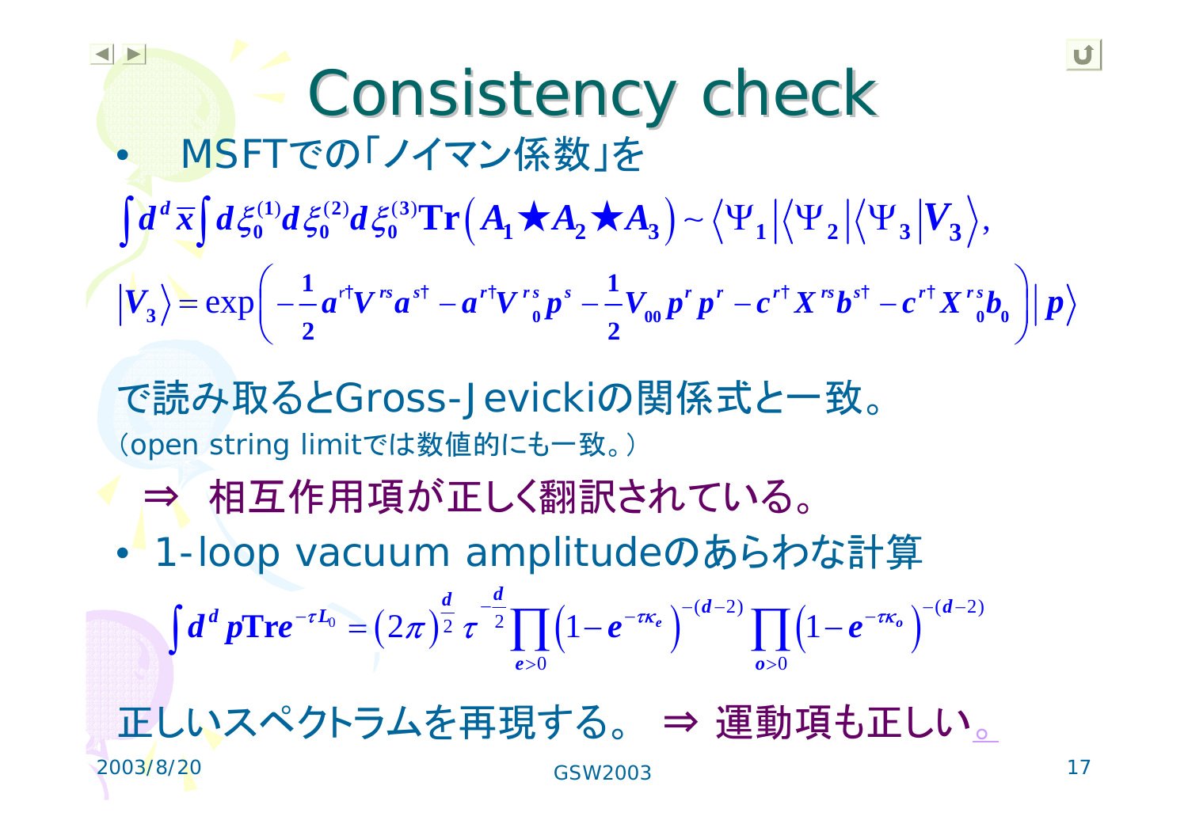# Consistency check

- MSFTでの「ノイマン係数」を

$$\int d^d\bar{x}\int d\xi_0^{(1)}d\xi_0^{(2)}d\xi_0^{(3)}\mathrm{Tr}\left(A_1\bigstar A_2\bigstar A_3\right)\sim\left\langle\Psi_1\right|\left\langle\Psi_2\right|\left\langle\Psi_3\right|V_3\rangle,$$

$$\left|V_3\right\rangle=\exp\left(-\frac{1}{2}a^{r\dagger}V^{rs}a^{s\dagger}-a^{r\dagger}V^{rs}_{\ \ 0}p^s-\frac{1}{2}V_{00}p^rp^r-c^{r\dagger}X^{rs}b^{s\dagger}-c^{r\dagger}X^{rs}_{\ \ 0}b_0\right)\left|p\right\rangle$$

で読み取るとGross-Jevickiの関係式と一致。

（open string limitでは数値的にも一致。）

⇒ 相互作用項が正しく翻訳されている。

- 1-loop vacuum amplitudeのあらわな計算

$$\int d^dp\mathrm{Tr}e^{-\tau L_0}=\left(2\pi\right)^{\frac{d}{2}}\tau^{-\frac{d}{2}}\prod_{e>0}\left(1-e^{-\tau\kappa_e}\right)^{-(d-2)}\prod_{o>0}\left(1-e^{-\tau\kappa_o}\right)^{-(d-2)}$$

正しいスペクトラムを再現する。 ⇒ 運動項も正しい。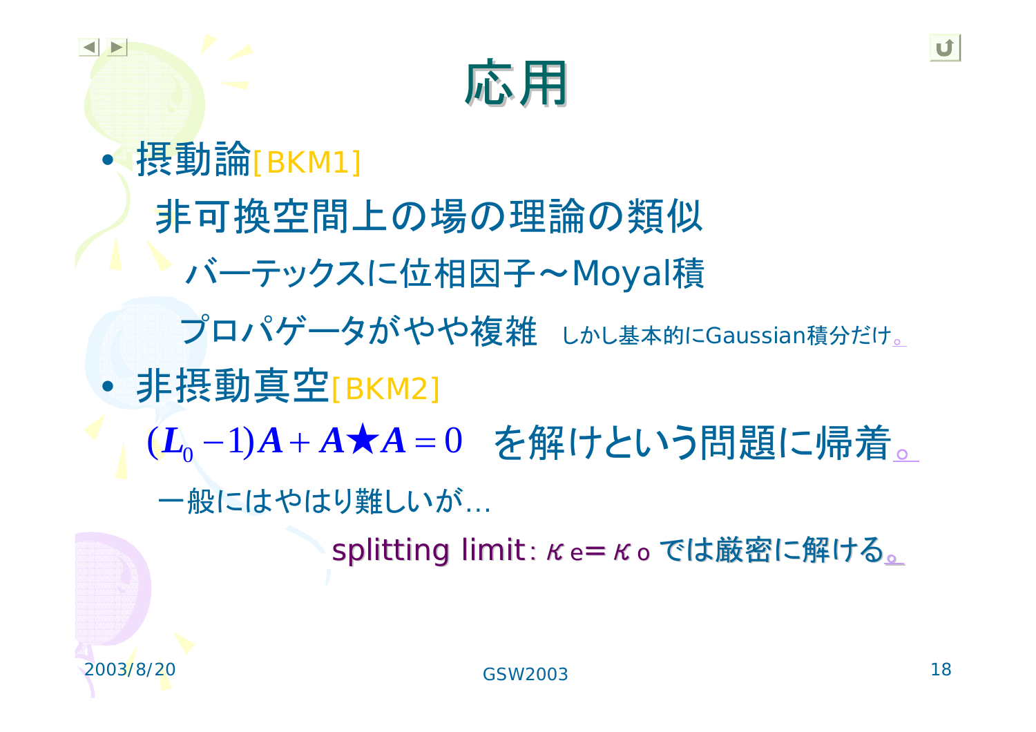# 応用

- 摂動論[BKM1]

  非可換空間上の場の理論の類似

  バーテックスに位相因子～Moyal積

  プロパゲータがやや複雑　しかし基本的にGaussian積分だけ。

- 非摂動真空[BKM2]

  $(L_0 - 1)A + A \bigstar A = 0$　を解けという問題に帰着。

  一般にはやはり難しいが…

  splitting limit：$\kappa_e = \kappa_o$ では厳密に解ける。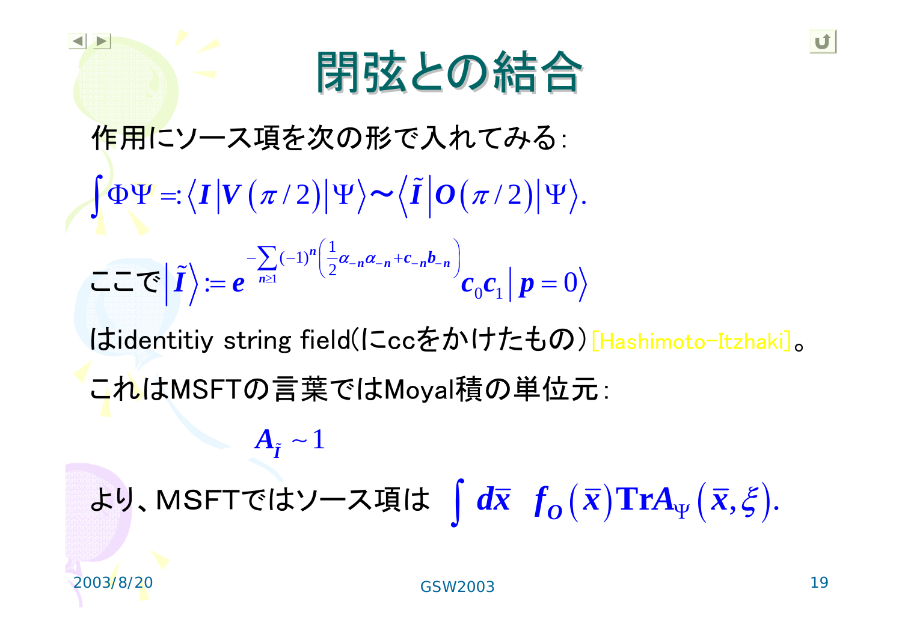# 閉弦との結合

作用にソース項を次の形で入れてみる:

$$\int \Phi\Psi =: \langle I | V(\pi/2) | \Psi \rangle \sim \langle \tilde{I} | O(\pi/2) | \Psi \rangle.$$

ここで $\left|\tilde{I}\right\rangle := e^{-\sum_{n\geq 1}(-1)^n\left(\frac{1}{2}\alpha_{-n}\alpha_{-n}+c_{-n}b_{-n}\right)} c_0 c_1 \left| p=0 \right\rangle$

はidentitiy string field(にccをかけたもの)[Hashimoto-Itzhaki]。

これはMSFTの言葉ではMoyal積の単位元:

$$A_{\tilde{I}} \sim 1$$

より、MSFTではソース項は $\int d\bar{x} \;\; f_O(\bar{x}) \mathrm{Tr} A_\Psi(\bar{x}, \xi).$

2003/8/20 GSW2003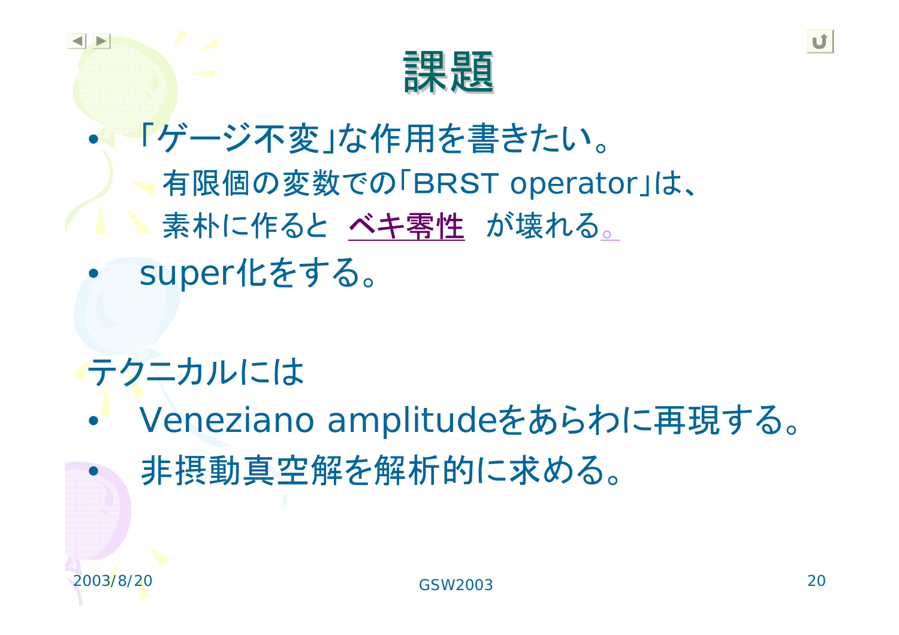# 課題

- 「ゲージ不変」な作用を書きたい。
  - 有限個の変数での「BRST operator」は、素朴に作ると ベキ零性 が壊れる。
- super化をする。

テクニカルには

- Veneziano amplitudeをあらわに再現する。
- 非摂動真空解を解析的に求める。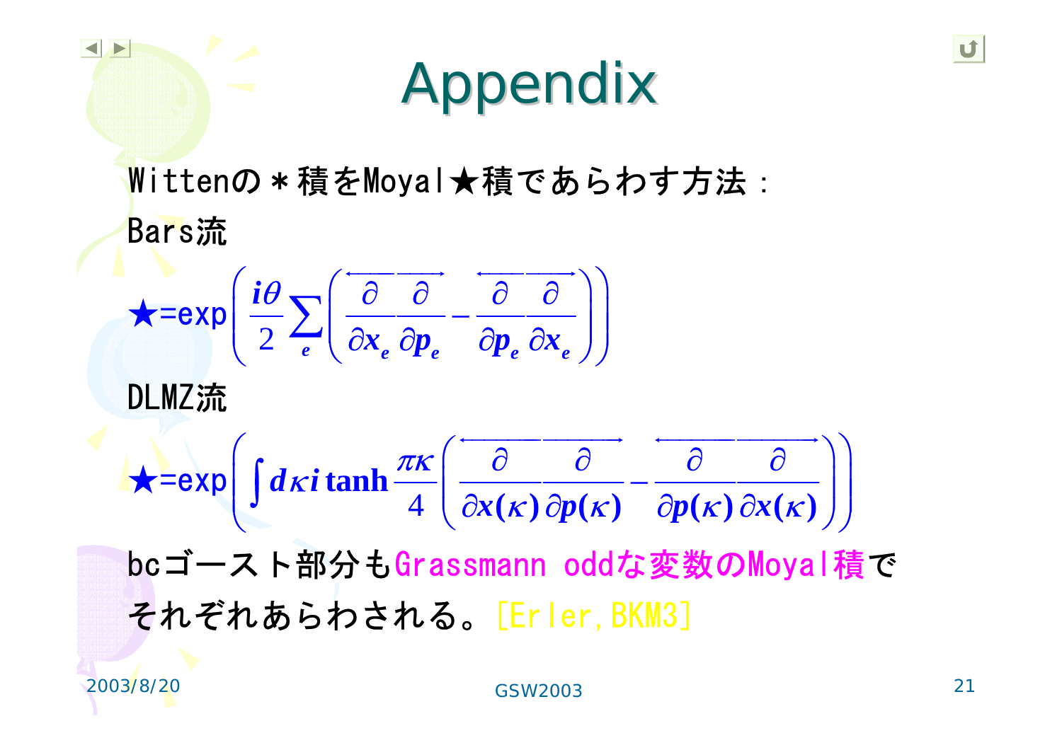# Appendix

Wittenの＊積をMoyal★積であらわす方法：

Bars流

$$\star=\exp\left(\frac{i\theta}{2}\sum_{e}\left(\overleftarrow{\frac{\partial}{\partial x_e}}\overrightarrow{\frac{\partial}{\partial p_e}}-\overleftarrow{\frac{\partial}{\partial p_e}}\overrightarrow{\frac{\partial}{\partial x_e}}\right)\right)$$

DLMZ流

$$\star=\exp\left(\int d\kappa\, i\tanh\frac{\pi\kappa}{4}\left(\overleftarrow{\frac{\partial}{\partial x(\kappa)}}\overrightarrow{\frac{\partial}{\partial p(\kappa)}}-\overleftarrow{\frac{\partial}{\partial p(\kappa)}}\overrightarrow{\frac{\partial}{\partial x(\kappa)}}\right)\right)$$

bcゴースト部分もGrassmann oddな変数のMoyal積でそれぞれあらわされる。[Erler, BKM3]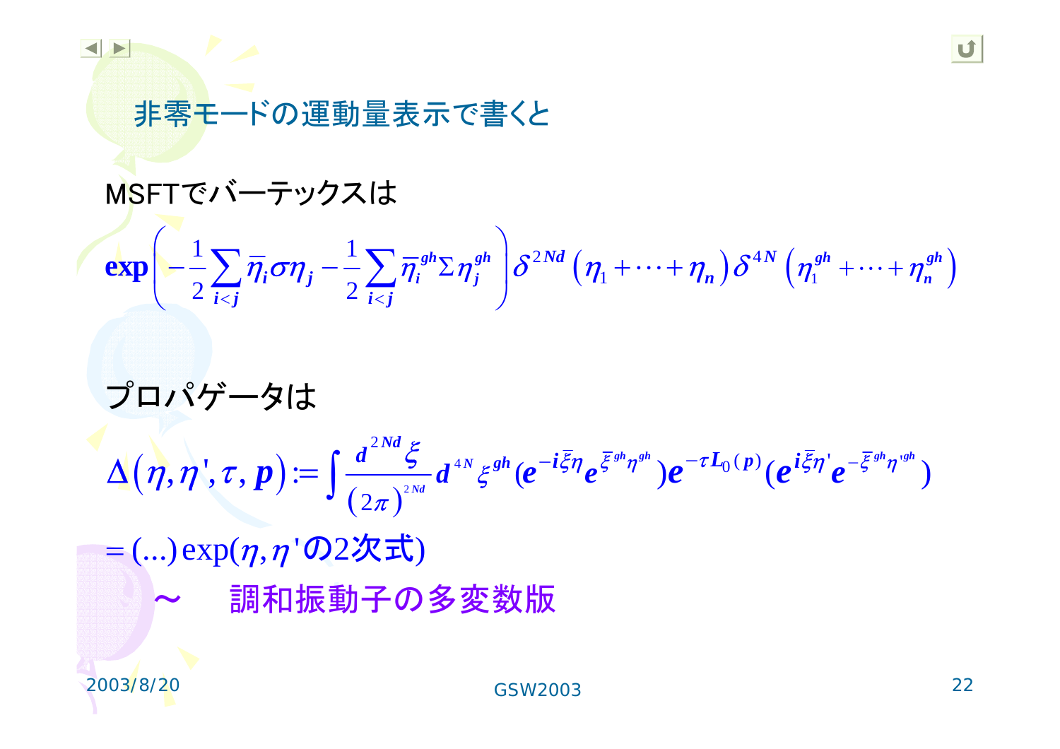## 非零モードの運動量表示で書くと

MSFTでバーテックスは

$$\exp\left(-\frac{1}{2}\sum_{i<j}\bar{\eta}_i\sigma\eta_j-\frac{1}{2}\sum_{i<j}\bar{\eta}_i^{gh}\Sigma\eta_j^{gh}\right)\delta^{2Nd}\left(\eta_1+\cdots+\eta_n\right)\delta^{4N}\left(\eta_1^{gh}+\cdots+\eta_n^{gh}\right)$$

プロパゲータは

$$\Delta\left(\eta,\eta',\tau,p\right):=\int\frac{d^{2Nd}\xi}{\left(2\pi\right)^{2Nd}}d^{4N}\xi^{gh}(e^{-i\bar{\xi}\eta}e^{\bar{\xi}^{gh}\eta^{gh}})e^{-\tau L_0(p)}(e^{i\bar{\xi}\eta'}e^{-\bar{\xi}^{gh}\eta'^{gh}})$$

$$=(\ldots)\exp(\eta,\eta'\text{の2次式})$$

～　調和振動子の多変数版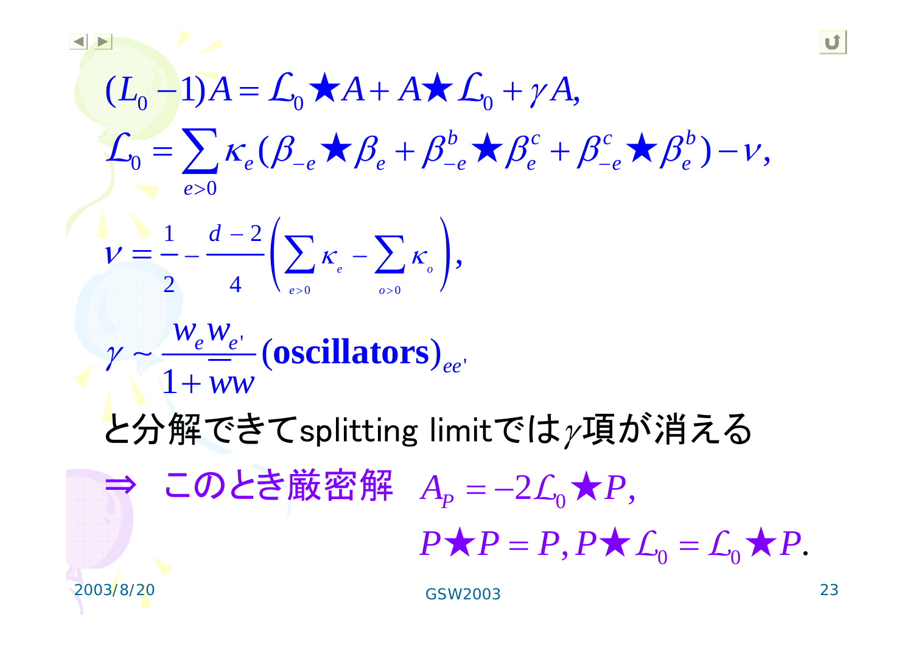$$(L_0 - 1)A = \mathcal{L}_0 \star A + A \star \mathcal{L}_0 + \gamma A,$$

$$\mathcal{L}_0 = \sum_{e>0} \kappa_e (\beta_{-e} \star \beta_e + \beta^b_{-e} \star \beta^c_e + \beta^c_{-e} \star \beta^b_e) - \nu,$$

$$\nu = \frac{1}{2} - \frac{d-2}{4}\left( \sum_{e>0} \kappa_e - \sum_{o>0} \kappa_o \right),$$

$$\gamma \sim \frac{w_e w_{e'}}{1 + \overline{w}w} (\textbf{oscillators})_{ee'}$$

と分解できてsplitting limitでは$\gamma$項が消える

$\Rightarrow$ このとき厳密解 $A_P = -2\mathcal{L}_0 \star P,$

$$P \star P = P, P \star \mathcal{L}_0 = \mathcal{L}_0 \star P.$$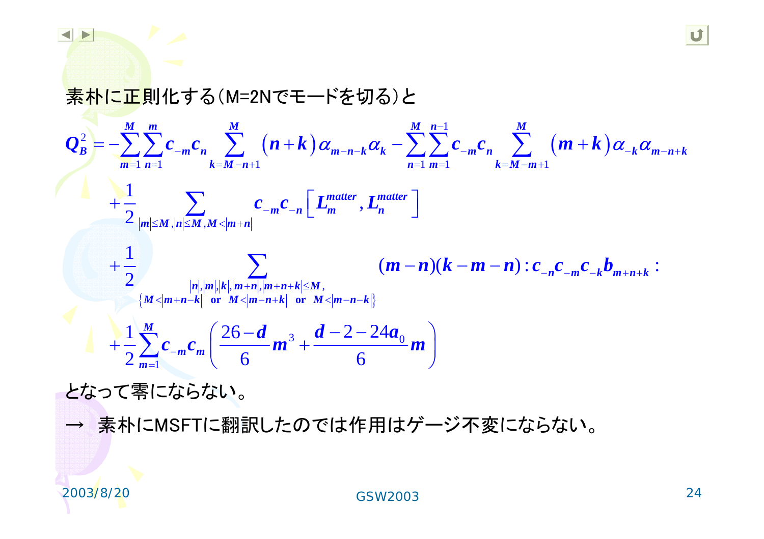素朴に正則化する(M=2Nでモードを切る)と

$$
\begin{aligned}
Q_B^2 = & -\sum_{m=1}^{M}\sum_{n=1}^{m} c_{-m} c_n \sum_{k=M-n+1}^{M} (n+k)\,\alpha_{m-n-k}\alpha_k - \sum_{n=1}^{M}\sum_{m=1}^{n-1} c_{-m} c_n \sum_{k=M-m+1}^{M} (m+k)\,\alpha_{-k}\alpha_{m-n+k} \\
& + \frac{1}{2} \sum_{|m|\le M,\, |n|\le M,\, M<|m+n|} c_{-m} c_{-n} \left[ L_m^{matter}, L_n^{matter} \right] \\
& + \frac{1}{2} \sum_{\substack{|n|,|m|,|k|,|m+n|,|m+n+k|\le M, \\ \{M<|m+n-k| \text{ or } M<|m-n+k| \text{ or } M<|m-n-k|\}}} (m-n)(k-m-n) : c_{-n} c_{-m} c_{-k} b_{m+n+k} : \\
& + \frac{1}{2} \sum_{m=1}^{M} c_{-m} c_m \left( \frac{26-d}{6} m^3 + \frac{d-2-24a_0}{6} m \right)
\end{aligned}
$$

となって零にならない。

→ 素朴にMSFTに翻訳したのでは作用はゲージ不変にならない。